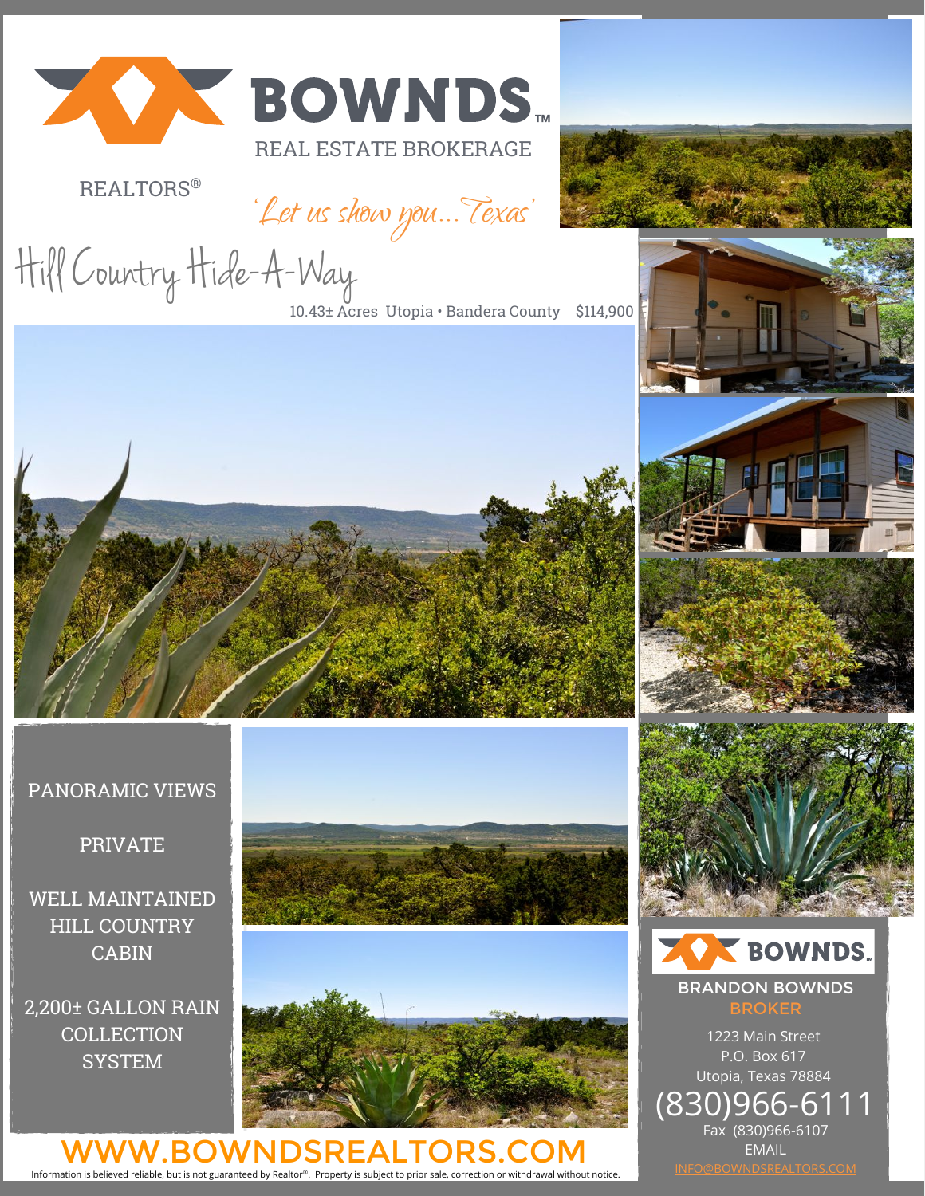# BOWNDS™

REAL ESTATE BROKERAGE

REALTORS®

*'Let us show you... Texas'*

# Hill Country Hide-A-Way

10.43± Acres Utopia • Bandera County $114,900

PANORAMIC VIEWS

PRIVATE

WELL MAINTAINED HILL COUNTRY CABIN

2,200± GALLON RAIN COLLECTION SYSTEM

**BOWNDS™**

**BRANDON BOWNDS**
**BROKER**

1223 Main Street
P.O. Box 617
Utopia, Texas 78884
(830)966-6111
Fax (830)966-6107
EMAIL
INFO@BOWNDSREALTORS.COM

**WWW.BOWNDSREALTORS.COM**

Information is believed reliable, but is not guaranteed by Realtor®. Property is subject to prior sale, correction or withdrawal without notice.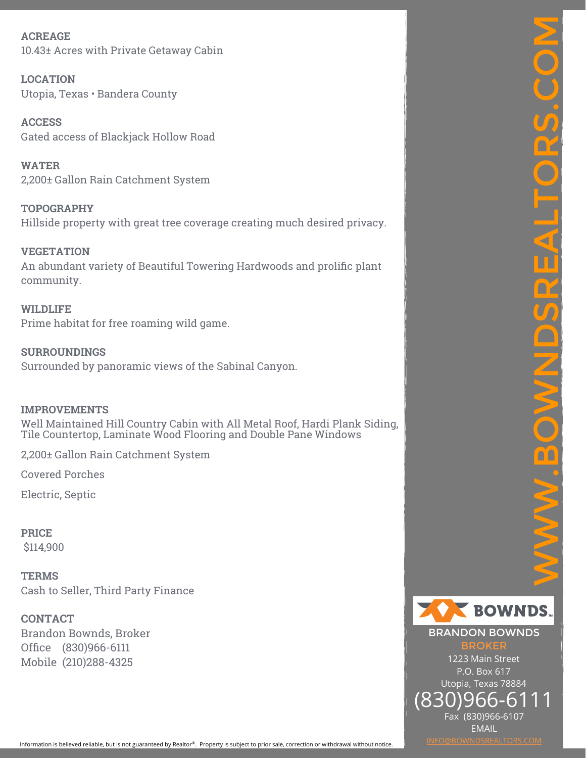**ACREAGE**
10.43± Acres with Private Getaway Cabin

**LOCATION**
Utopia, Texas • Bandera County

**ACCESS**
Gated access of Blackjack Hollow Road

**WATER**
2,200± Gallon Rain Catchment System

**TOPOGRAPHY**
Hillside property with great tree coverage creating much desired privacy.

**VEGETATION**
An abundant variety of Beautiful Towering Hardwoods and prolific plant community.

**WILDLIFE**
Prime habitat for free roaming wild game.

**SURROUNDINGS**
Surrounded by panoramic views of the Sabinal Canyon.

**IMPROVEMENTS**
Well Maintained Hill Country Cabin with All Metal Roof, Hardi Plank Siding, Tile Countertop, Laminate Wood Flooring and Double Pane Windows

2,200± Gallon Rain Catchment System

Covered Porches

Electric, Septic

**PRICE**
$114,900

**TERMS**
Cash to Seller, Third Party Finance

**CONTACT**
Brandon Bownds, Broker
Office (830)966-6111
Mobile (210)288-4325

WWW.BOWNDSREALTORS.COM

BOWNDS

BRANDON BOWNDS
BROKER
1223 Main Street
P.O. Box 617
Utopia, Texas 78884
(830)966-6111
Fax (830)966-6107
EMAIL
INFO@BOWNDSREALTORS.COM

Information is believed reliable, but is not guaranteed by Realtor®. Property is subject to prior sale, correction or withdrawal without notice.